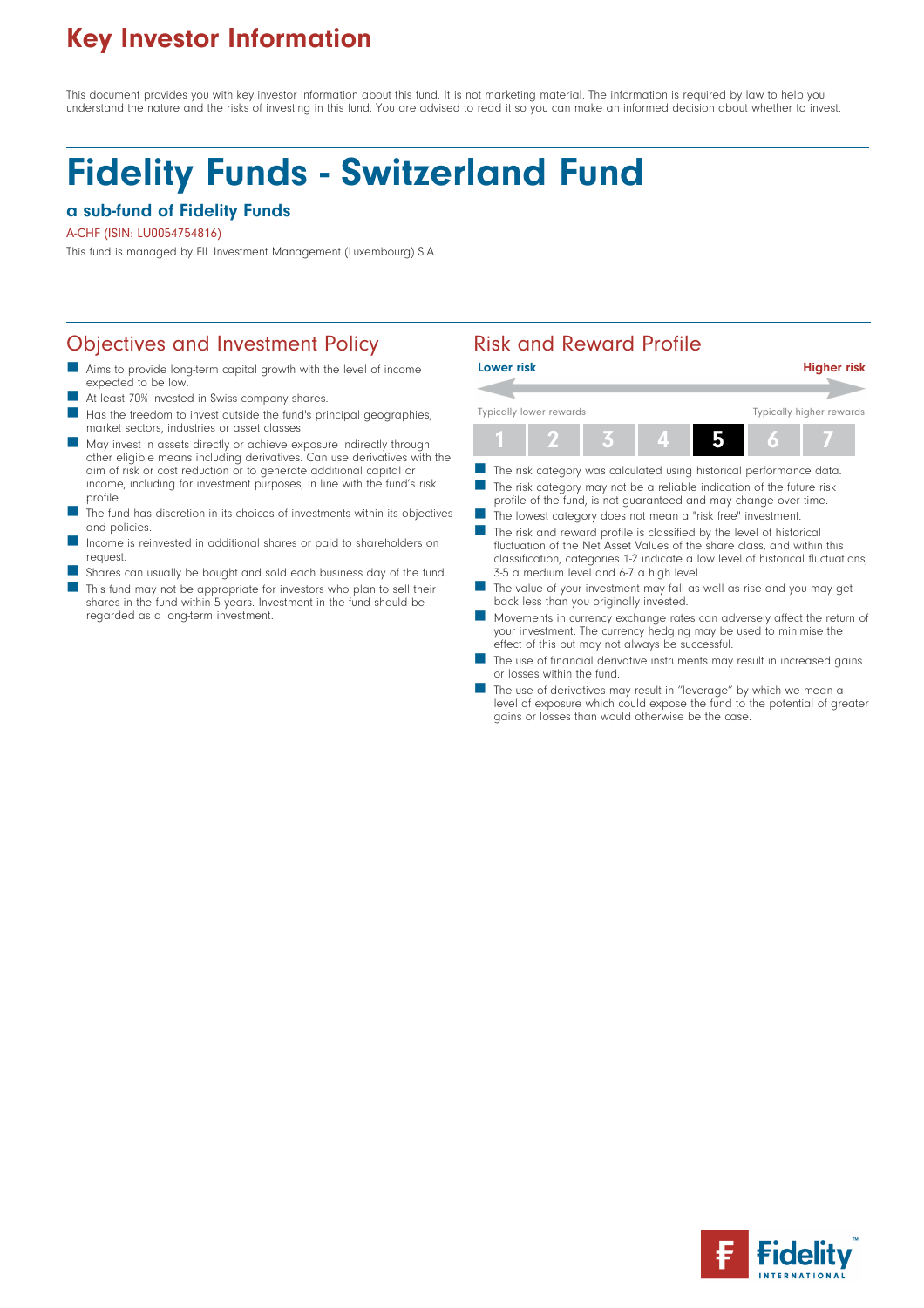# Key Investor Information

This document provides you with key investor information about this fund. It is not marketing material. The information is required by law to help you understand the nature and the risks of investing in this fund. You are advised to read it so you can make an informed decision about whether to invest.

# Fidelity Funds - Switzerland Fund

### a sub-fund of Fidelity Funds

A-CHF (ISIN: LU0054754816)

This fund is managed by FIL Investment Management (Luxembourg) S.A.

## Objectives and Investment Policy

- Aims to provide long-term capital growth with the level of income expected to be low.
- At least 70% invested in Swiss company shares.
- Has the freedom to invest outside the fund's principal geographies, market sectors, industries or asset classes.
- May invest in assets directly or achieve exposure indirectly through other eligible means including derivatives. Can use derivatives with the aim of risk or cost reduction or to generate additional capital or income, including for investment purposes, in line with the fund's risk profile.
- The fund has discretion in its choices of investments within its objectives and policies.
- Income is reinvested in additional shares or paid to shareholders on request.
- Shares can usually be bought and sold each business day of the fund.
- This fund may not be appropriate for investors who plan to sell their shares in the fund within 5 years. Investment in the fund should be regarded as a long-term investment.

## Risk and Reward Profile

**Lower risk** — **Higher risk**

Typically lower rewards — Typically higher rewards

| 1 | 2 | 3 | 4 | **5** | 6 | 7 |
|---|---|---|---|---|---|---|

- The risk category was calculated using historical performance data.
- The risk category may not be a reliable indication of the future risk profile of the fund, is not guaranteed and may change over time.
- The lowest category does not mean a "risk free" investment.
- The risk and reward profile is classified by the level of historical fluctuation of the Net Asset Values of the share class, and within this classification, categories 1-2 indicate a low level of historical fluctuations, 3-5 a medium level and 6-7 a high level.
- The value of your investment may fall as well as rise and you may get back less than you originally invested.
- Movements in currency exchange rates can adversely affect the return of your investment. The currency hedging may be used to minimise the effect of this but may not always be successful.
- The use of financial derivative instruments may result in increased gains or losses within the fund.
- The use of derivatives may result in "leverage" by which we mean a level of exposure which could expose the fund to the potential of greater gains or losses than would otherwise be the case.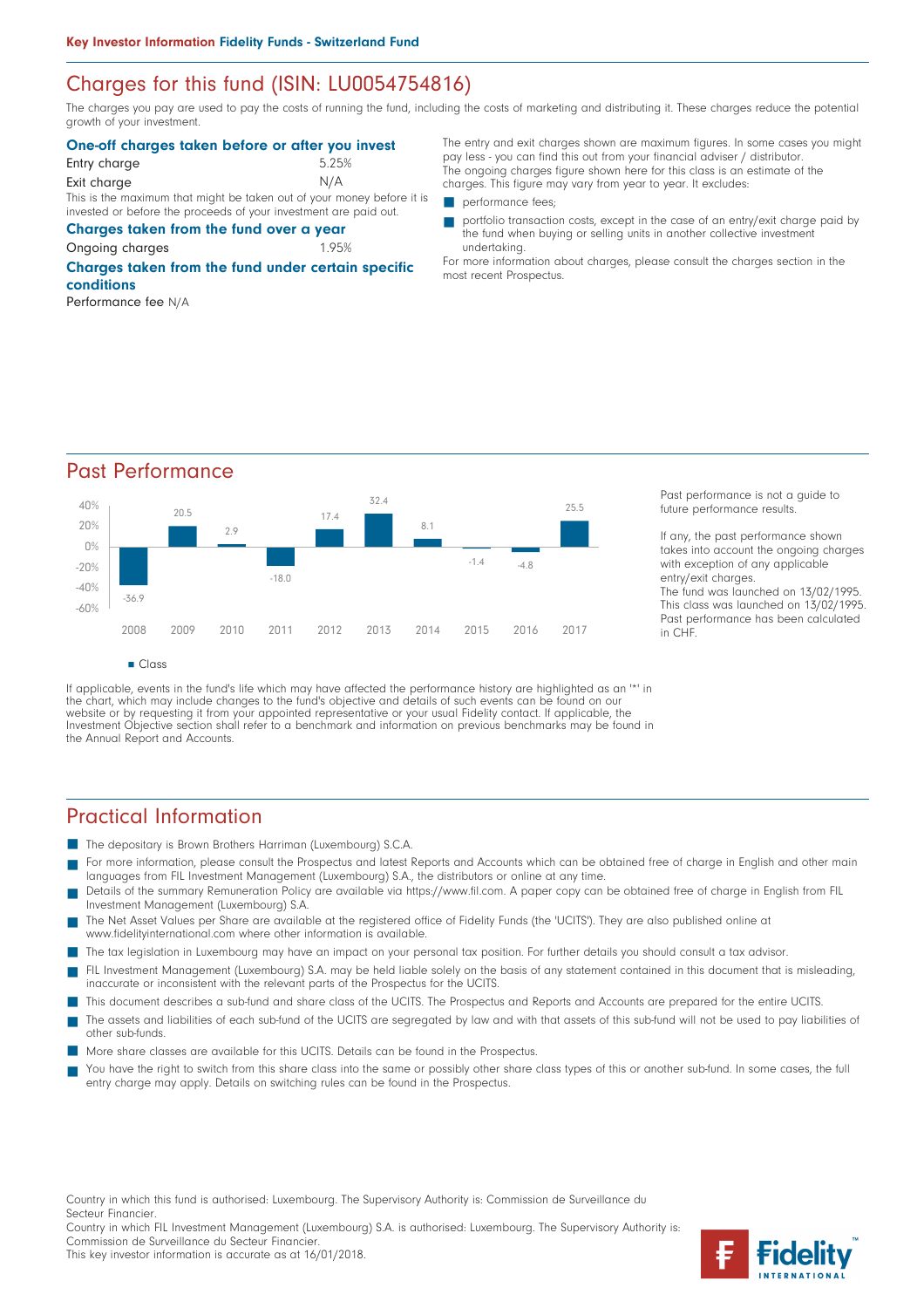Key Investor Information Fidelity Funds - Switzerland Fund

## Charges for this fund (ISIN: LU0054754816)

The charges you pay are used to pay the costs of running the fund, including the costs of marketing and distributing it. These charges reduce the potential growth of your investment.

### One-off charges taken before or after you invest

| | |
|---|---|
| Entry charge | 5.25% |
| Exit charge | N/A |

This is the maximum that might be taken out of your money before it is invested or before the proceeds of your investment are paid out.

### Charges taken from the fund over a year

| | |
|---|---|
| Ongoing charges | 1.95% |

### Charges taken from the fund under certain specific conditions

Performance fee N/A

The entry and exit charges shown are maximum figures. In some cases you might pay less - you can find this out from your financial adviser / distributor.
The ongoing charges figure shown here for this class is an estimate of the charges. This figure may vary from year to year. It excludes:

- performance fees;
- portfolio transaction costs, except in the case of an entry/exit charge paid by the fund when buying or selling units in another collective investment undertaking.

For more information about charges, please consult the charges section in the most recent Prospectus.

## Past Performance

40%
20%
0%
-20%
-40%
-60%

2008: -36.9
2009: 20.5
2010: 2.9
2011: -18.0
2012: 17.4
2013: 32.4
2014: 8.1
2015: -1.4
2016: -4.8
2017: 25.5

Class

Past performance is not a guide to future performance results.

If any, the past performance shown takes into account the ongoing charges with exception of any applicable entry/exit charges.
The fund was launched on 13/02/1995.
This class was launched on 13/02/1995.
Past performance has been calculated in CHF.

If applicable, events in the fund's life which may have affected the performance history are highlighted as an '*' in the chart, which may include changes to the fund's objective and details of such events can be found on our website or by requesting it from your appointed representative or your usual Fidelity contact. If applicable, the Investment Objective section shall refer to a benchmark and information on previous benchmarks may be found in the Annual Report and Accounts.

## Practical Information

- The depositary is Brown Brothers Harriman (Luxembourg) S.C.A.
- For more information, please consult the Prospectus and latest Reports and Accounts which can be obtained free of charge in English and other main languages from FIL Investment Management (Luxembourg) S.A., the distributors or online at any time.
- Details of the summary Remuneration Policy are available via https://www.fil.com. A paper copy can be obtained free of charge in English from FIL Investment Management (Luxembourg) S.A.
- The Net Asset Values per Share are available at the registered office of Fidelity Funds (the 'UCITS'). They are also published online at www.fidelityinternational.com where other information is available.
- The tax legislation in Luxembourg may have an impact on your personal tax position. For further details you should consult a tax advisor.
- FIL Investment Management (Luxembourg) S.A. may be held liable solely on the basis of any statement contained in this document that is misleading, inaccurate or inconsistent with the relevant parts of the Prospectus for the UCITS.
- This document describes a sub-fund and share class of the UCITS. The Prospectus and Reports and Accounts are prepared for the entire UCITS.
- The assets and liabilities of each sub-fund of the UCITS are segregated by law and with that assets of this sub-fund will not be used to pay liabilities of other sub-funds.
- More share classes are available for this UCITS. Details can be found in the Prospectus.
- You have the right to switch from this share class into the same or possibly other share class types of this or another sub-fund. In some cases, the full entry charge may apply. Details on switching rules can be found in the Prospectus.

Country in which this fund is authorised: Luxembourg. The Supervisory Authority is: Commission de Surveillance du Secteur Financier.
Country in which FIL Investment Management (Luxembourg) S.A. is authorised: Luxembourg. The Supervisory Authority is: Commission de Surveillance du Secteur Financier.
This key investor information is accurate as at 16/01/2018.